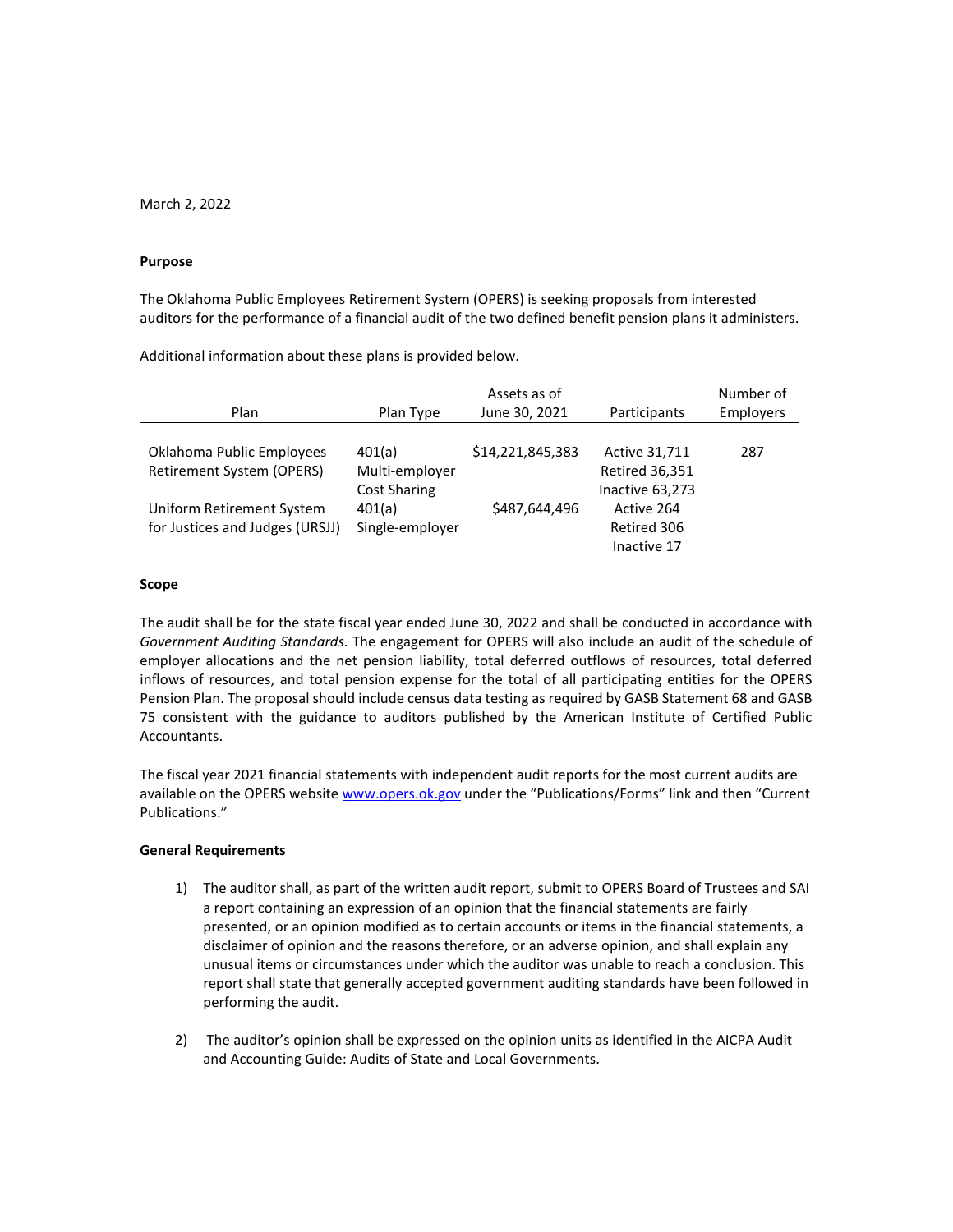March 2, 2022

**Purpose**

The Oklahoma Public Employees Retirement System (OPERS) is seeking proposals from interested auditors for the performance of a financial audit of the two defined benefit pension plans it administers.

Additional information about these plans is provided below.

| Plan | Plan Type | Assets as of June 30, 2021 | Participants | Number of Employers |
|---|---|---|---|---|
| Oklahoma Public Employees Retirement System (OPERS) | 401(a) Multi-employer Cost Sharing | $14,221,845,383 | Active 31,711<br>Retired 36,351<br>Inactive 63,273 | 287 |
| Uniform Retirement System for Justices and Judges (URSJJ) | 401(a) Single-employer | $487,644,496 | Active 264<br>Retired 306<br>Inactive 17 | |

**Scope**

The audit shall be for the state fiscal year ended June 30, 2022 and shall be conducted in accordance with *Government Auditing Standards*. The engagement for OPERS will also include an audit of the schedule of employer allocations and the net pension liability, total deferred outflows of resources, total deferred inflows of resources, and total pension expense for the total of all participating entities for the OPERS Pension Plan. The proposal should include census data testing as required by GASB Statement 68 and GASB 75 consistent with the guidance to auditors published by the American Institute of Certified Public Accountants.

The fiscal year 2021 financial statements with independent audit reports for the most current audits are available on the OPERS website www.opers.ok.gov under the "Publications/Forms" link and then "Current Publications."

**General Requirements**

1) The auditor shall, as part of the written audit report, submit to OPERS Board of Trustees and SAI a report containing an expression of an opinion that the financial statements are fairly presented, or an opinion modified as to certain accounts or items in the financial statements, a disclaimer of opinion and the reasons therefore, or an adverse opinion, and shall explain any unusual items or circumstances under which the auditor was unable to reach a conclusion. This report shall state that generally accepted government auditing standards have been followed in performing the audit.

2) The auditor's opinion shall be expressed on the opinion units as identified in the AICPA Audit and Accounting Guide: Audits of State and Local Governments.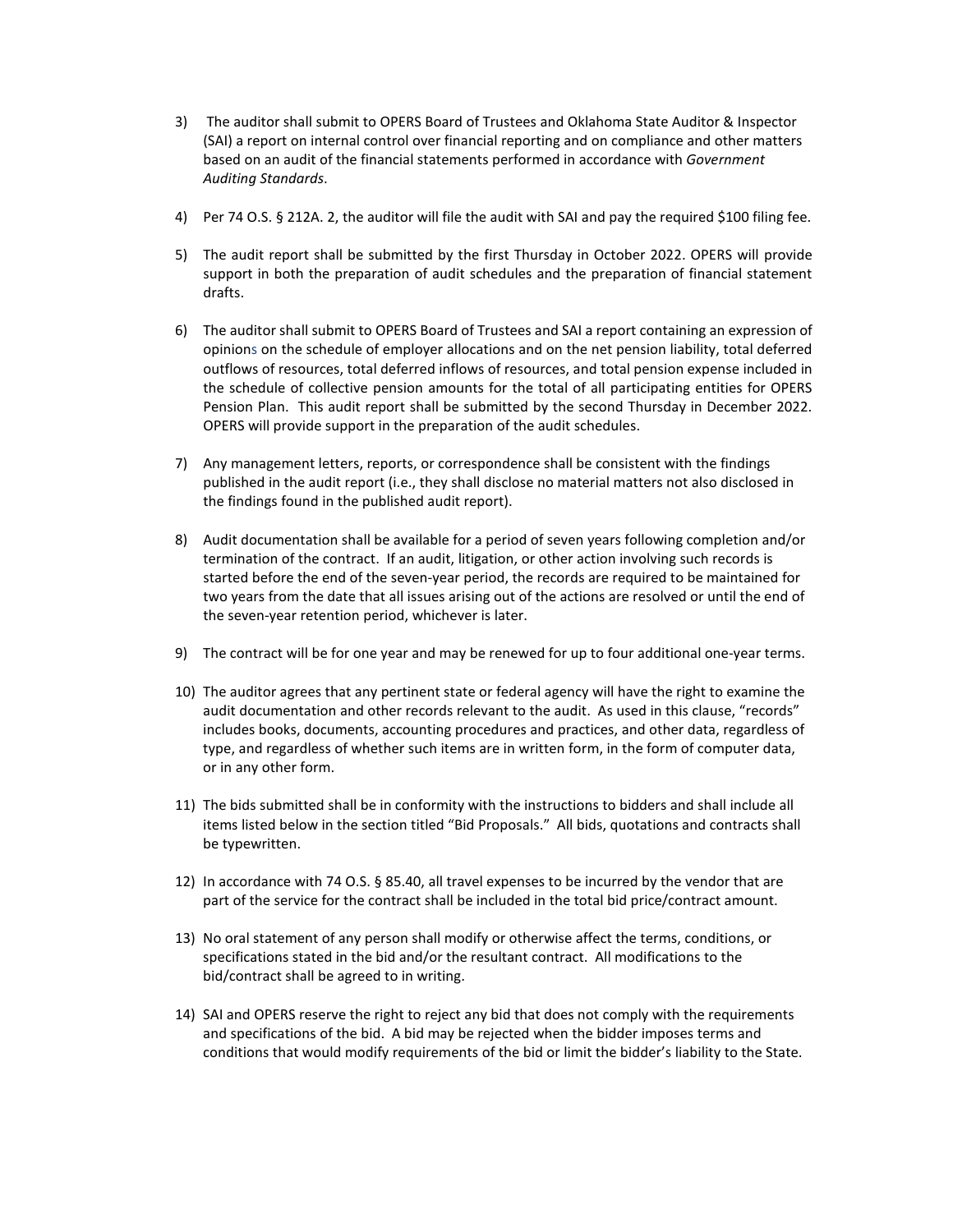3) The auditor shall submit to OPERS Board of Trustees and Oklahoma State Auditor & Inspector (SAI) a report on internal control over financial reporting and on compliance and other matters based on an audit of the financial statements performed in accordance with *Government Auditing Standards*.

4) Per 74 O.S. § 212A. 2, the auditor will file the audit with SAI and pay the required $100 filing fee.

5) The audit report shall be submitted by the first Thursday in October 2022. OPERS will provide support in both the preparation of audit schedules and the preparation of financial statement drafts.

6) The auditor shall submit to OPERS Board of Trustees and SAI a report containing an expression of opinions on the schedule of employer allocations and on the net pension liability, total deferred outflows of resources, total deferred inflows of resources, and total pension expense included in the schedule of collective pension amounts for the total of all participating entities for OPERS Pension Plan. This audit report shall be submitted by the second Thursday in December 2022. OPERS will provide support in the preparation of the audit schedules.

7) Any management letters, reports, or correspondence shall be consistent with the findings published in the audit report (i.e., they shall disclose no material matters not also disclosed in the findings found in the published audit report).

8) Audit documentation shall be available for a period of seven years following completion and/or termination of the contract. If an audit, litigation, or other action involving such records is started before the end of the seven-year period, the records are required to be maintained for two years from the date that all issues arising out of the actions are resolved or until the end of the seven-year retention period, whichever is later.

9) The contract will be for one year and may be renewed for up to four additional one-year terms.

10) The auditor agrees that any pertinent state or federal agency will have the right to examine the audit documentation and other records relevant to the audit. As used in this clause, "records" includes books, documents, accounting procedures and practices, and other data, regardless of type, and regardless of whether such items are in written form, in the form of computer data, or in any other form.

11) The bids submitted shall be in conformity with the instructions to bidders and shall include all items listed below in the section titled "Bid Proposals." All bids, quotations and contracts shall be typewritten.

12) In accordance with 74 O.S. § 85.40, all travel expenses to be incurred by the vendor that are part of the service for the contract shall be included in the total bid price/contract amount.

13) No oral statement of any person shall modify or otherwise affect the terms, conditions, or specifications stated in the bid and/or the resultant contract. All modifications to the bid/contract shall be agreed to in writing.

14) SAI and OPERS reserve the right to reject any bid that does not comply with the requirements and specifications of the bid. A bid may be rejected when the bidder imposes terms and conditions that would modify requirements of the bid or limit the bidder's liability to the State.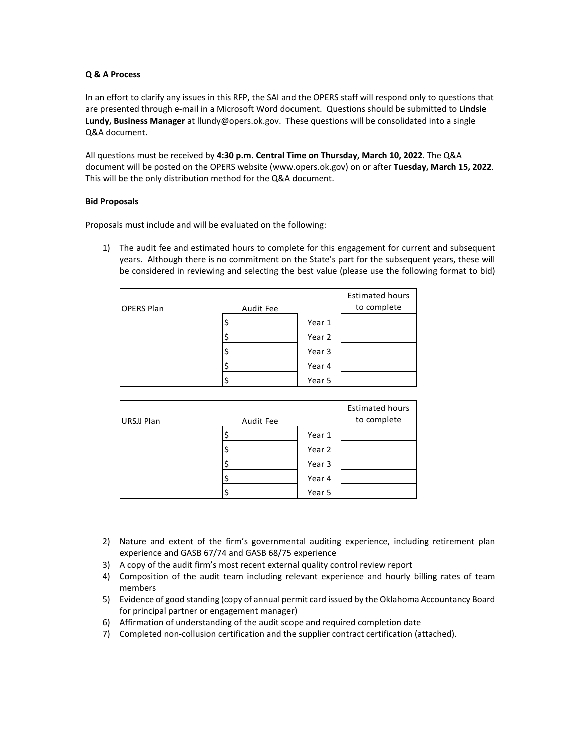**Q & A Process**

In an effort to clarify any issues in this RFP, the SAI and the OPERS staff will respond only to questions that are presented through e-mail in a Microsoft Word document. Questions should be submitted to **Lindsie Lundy, Business Manager** at llundy@opers.ok.gov. These questions will be consolidated into a single Q&A document.

All questions must be received by **4:30 p.m. Central Time on Thursday, March 10, 2022**. The Q&A document will be posted on the OPERS website (www.opers.ok.gov) on or after **Tuesday, March 15, 2022**. This will be the only distribution method for the Q&A document.

**Bid Proposals**

Proposals must include and will be evaluated on the following:

1) The audit fee and estimated hours to complete for this engagement for current and subsequent years. Although there is no commitment on the State's part for the subsequent years, these will be considered in reviewing and selecting the best value (please use the following format to bid)

| OPERS Plan | Audit Fee | | Estimated hours to complete |
|---|---|---|---|
| | $ | Year 1 | |
| | $ | Year 2 | |
| | $ | Year 3 | |
| | $ | Year 4 | |
| | $ | Year 5 | |

| URSJJ Plan | Audit Fee | | Estimated hours to complete |
|---|---|---|---|
| | $ | Year 1 | |
| | $ | Year 2 | |
| | $ | Year 3 | |
| | $ | Year 4 | |
| | $ | Year 5 | |

2) Nature and extent of the firm's governmental auditing experience, including retirement plan experience and GASB 67/74 and GASB 68/75 experience
3) A copy of the audit firm's most recent external quality control review report
4) Composition of the audit team including relevant experience and hourly billing rates of team members
5) Evidence of good standing (copy of annual permit card issued by the Oklahoma Accountancy Board for principal partner or engagement manager)
6) Affirmation of understanding of the audit scope and required completion date
7) Completed non-collusion certification and the supplier contract certification (attached).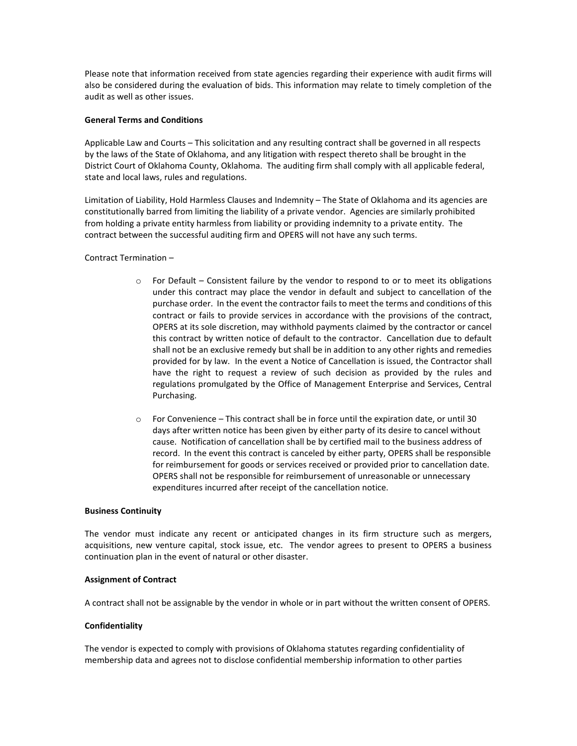Please note that information received from state agencies regarding their experience with audit firms will also be considered during the evaluation of bids. This information may relate to timely completion of the audit as well as other issues.

**General Terms and Conditions**

Applicable Law and Courts – This solicitation and any resulting contract shall be governed in all respects by the laws of the State of Oklahoma, and any litigation with respect thereto shall be brought in the District Court of Oklahoma County, Oklahoma. The auditing firm shall comply with all applicable federal, state and local laws, rules and regulations.

Limitation of Liability, Hold Harmless Clauses and Indemnity – The State of Oklahoma and its agencies are constitutionally barred from limiting the liability of a private vendor. Agencies are similarly prohibited from holding a private entity harmless from liability or providing indemnity to a private entity. The contract between the successful auditing firm and OPERS will not have any such terms.

Contract Termination –

- For Default – Consistent failure by the vendor to respond to or to meet its obligations under this contract may place the vendor in default and subject to cancellation of the purchase order. In the event the contractor fails to meet the terms and conditions of this contract or fails to provide services in accordance with the provisions of the contract, OPERS at its sole discretion, may withhold payments claimed by the contractor or cancel this contract by written notice of default to the contractor. Cancellation due to default shall not be an exclusive remedy but shall be in addition to any other rights and remedies provided for by law. In the event a Notice of Cancellation is issued, the Contractor shall have the right to request a review of such decision as provided by the rules and regulations promulgated by the Office of Management Enterprise and Services, Central Purchasing.

- For Convenience – This contract shall be in force until the expiration date, or until 30 days after written notice has been given by either party of its desire to cancel without cause. Notification of cancellation shall be by certified mail to the business address of record. In the event this contract is canceled by either party, OPERS shall be responsible for reimbursement for goods or services received or provided prior to cancellation date. OPERS shall not be responsible for reimbursement of unreasonable or unnecessary expenditures incurred after receipt of the cancellation notice.

**Business Continuity**

The vendor must indicate any recent or anticipated changes in its firm structure such as mergers, acquisitions, new venture capital, stock issue, etc. The vendor agrees to present to OPERS a business continuation plan in the event of natural or other disaster.

**Assignment of Contract**

A contract shall not be assignable by the vendor in whole or in part without the written consent of OPERS.

**Confidentiality**

The vendor is expected to comply with provisions of Oklahoma statutes regarding confidentiality of membership data and agrees not to disclose confidential membership information to other parties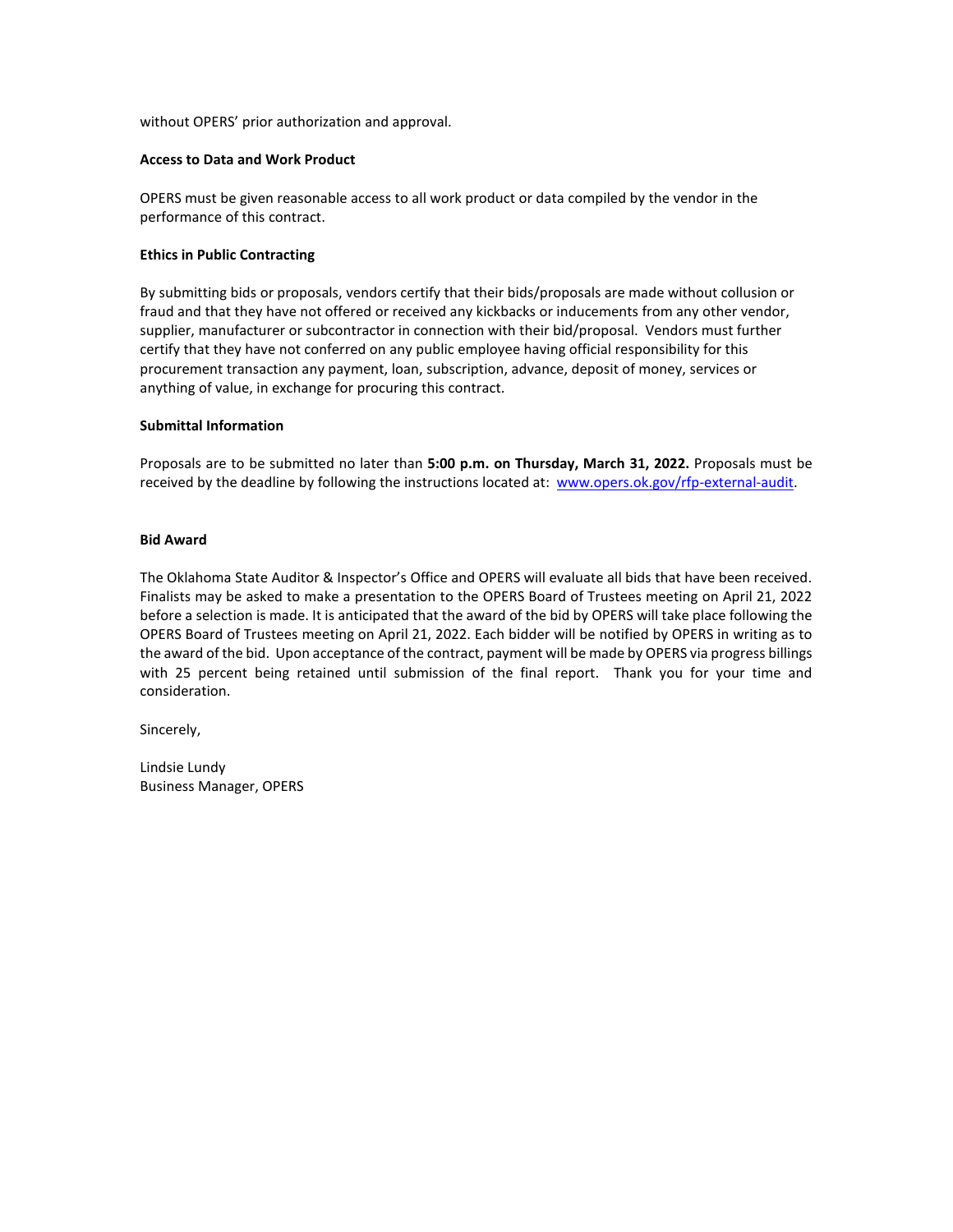without OPERS' prior authorization and approval.

**Access to Data and Work Product**

OPERS must be given reasonable access to all work product or data compiled by the vendor in the performance of this contract.

**Ethics in Public Contracting**

By submitting bids or proposals, vendors certify that their bids/proposals are made without collusion or fraud and that they have not offered or received any kickbacks or inducements from any other vendor, supplier, manufacturer or subcontractor in connection with their bid/proposal. Vendors must further certify that they have not conferred on any public employee having official responsibility for this procurement transaction any payment, loan, subscription, advance, deposit of money, services or anything of value, in exchange for procuring this contract.

**Submittal Information**

Proposals are to be submitted no later than **5:00 p.m. on Thursday, March 31, 2022.** Proposals must be received by the deadline by following the instructions located at: [www.opers.ok.gov/rfp-external-audit](www.opers.ok.gov/rfp-external-audit).

**Bid Award**

The Oklahoma State Auditor & Inspector's Office and OPERS will evaluate all bids that have been received. Finalists may be asked to make a presentation to the OPERS Board of Trustees meeting on April 21, 2022 before a selection is made. It is anticipated that the award of the bid by OPERS will take place following the OPERS Board of Trustees meeting on April 21, 2022. Each bidder will be notified by OPERS in writing as to the award of the bid. Upon acceptance of the contract, payment will be made by OPERS via progress billings with 25 percent being retained until submission of the final report. Thank you for your time and consideration.

Sincerely,

Lindsie Lundy
Business Manager, OPERS